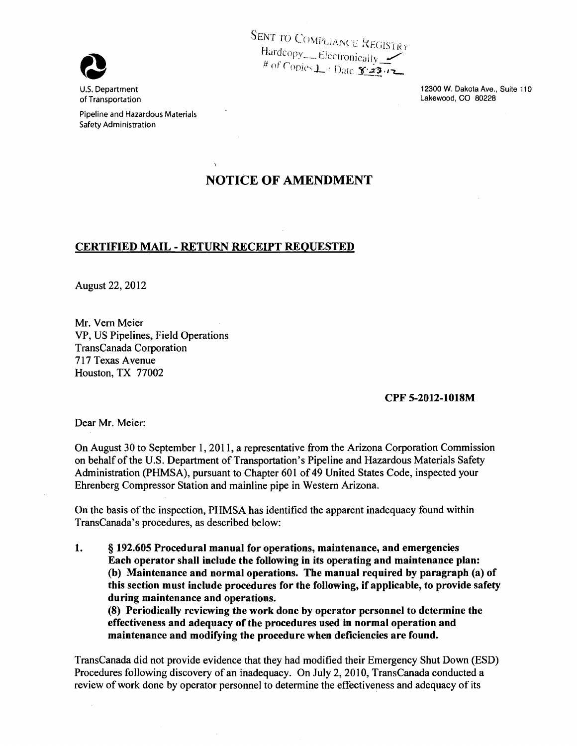SENT TO COMPLIANCE REGISTRY
Hardcopy___ Electronically ✓
# of Copies 1 / Date 8-23-12

U.S. Department of Transportation

Pipeline and Hazardous Materials Safety Administration

12300 W. Dakota Ave., Suite 110
Lakewood, CO 80228

# NOTICE OF AMENDMENT

## CERTIFIED MAIL - RETURN RECEIPT REQUESTED

August 22, 2012

Mr. Vern Meier
VP, US Pipelines, Field Operations
TransCanada Corporation
717 Texas Avenue
Houston, TX 77002

**CPF 5-2012-1018M**

Dear Mr. Meier:

On August 30 to September 1, 2011, a representative from the Arizona Corporation Commission on behalf of the U.S. Department of Transportation's Pipeline and Hazardous Materials Safety Administration (PHMSA), pursuant to Chapter 601 of 49 United States Code, inspected your Ehrenberg Compressor Station and mainline pipe in Western Arizona.

On the basis of the inspection, PHMSA has identified the apparent inadequacy found within TransCanada's procedures, as described below:

1. **§ 192.605 Procedural manual for operations, maintenance, and emergencies Each operator shall include the following in its operating and maintenance plan: (b) Maintenance and normal operations. The manual required by paragraph (a) of this section must include procedures for the following, if applicable, to provide safety during maintenance and operations.
(8) Periodically reviewing the work done by operator personnel to determine the effectiveness and adequacy of the procedures used in normal operation and maintenance and modifying the procedure when deficiencies are found.**

TransCanada did not provide evidence that they had modified their Emergency Shut Down (ESD) Procedures following discovery of an inadequacy. On July 2, 2010, TransCanada conducted a review of work done by operator personnel to determine the effectiveness and adequacy of its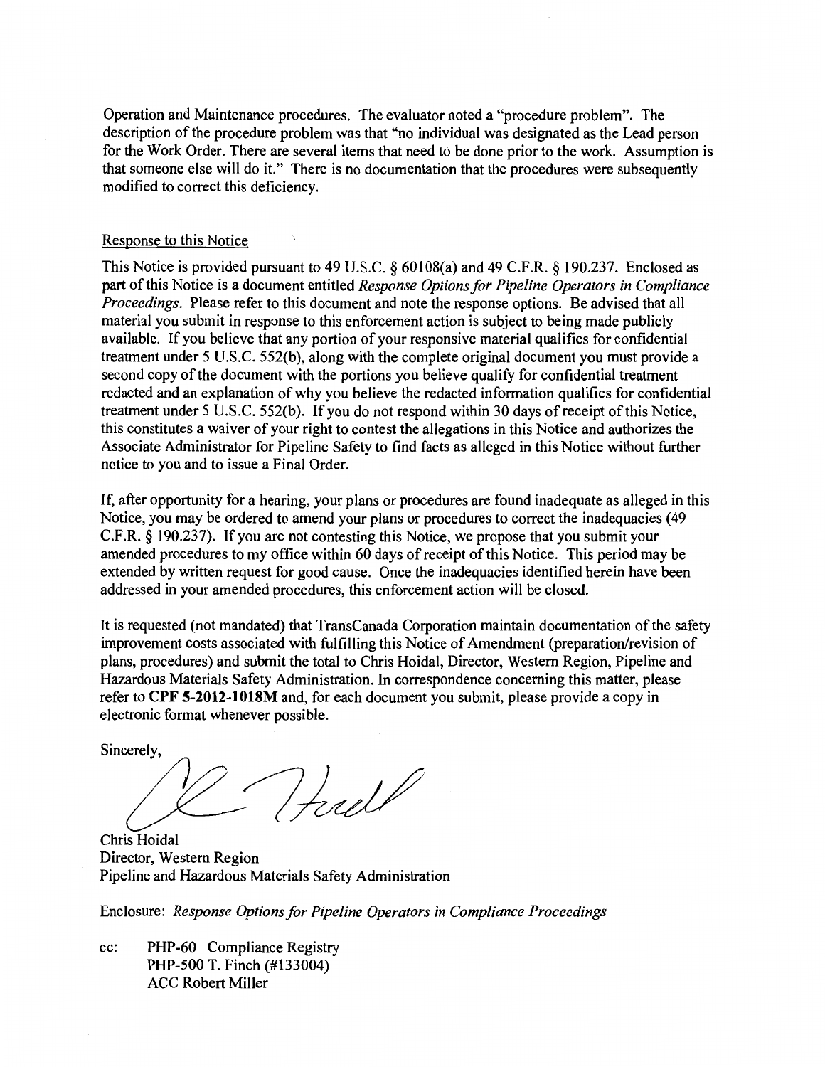Operation and Maintenance procedures. The evaluator noted a "procedure problem". The description of the procedure problem was that "no individual was designated as the Lead person for the Work Order. There are several items that need to be done prior to the work. Assumption is that someone else will do it." There is no documentation that the procedures were subsequently modified to correct this deficiency.

Response to this Notice

This Notice is provided pursuant to 49 U.S.C. § 60108(a) and 49 C.F.R. § 190.237. Enclosed as part of this Notice is a document entitled *Response Options for Pipeline Operators in Compliance Proceedings*. Please refer to this document and note the response options. Be advised that all material you submit in response to this enforcement action is subject to being made publicly available. If you believe that any portion of your responsive material qualifies for confidential treatment under 5 U.S.C. 552(b), along with the complete original document you must provide a second copy of the document with the portions you believe qualify for confidential treatment redacted and an explanation of why you believe the redacted information qualifies for confidential treatment under 5 U.S.C. 552(b). If you do not respond within 30 days of receipt of this Notice, this constitutes a waiver of your right to contest the allegations in this Notice and authorizes the Associate Administrator for Pipeline Safety to find facts as alleged in this Notice without further notice to you and to issue a Final Order.

If, after opportunity for a hearing, your plans or procedures are found inadequate as alleged in this Notice, you may be ordered to amend your plans or procedures to correct the inadequacies (49 C.F.R. § 190.237). If you are not contesting this Notice, we propose that you submit your amended procedures to my office within 60 days of receipt of this Notice. This period may be extended by written request for good cause. Once the inadequacies identified herein have been addressed in your amended procedures, this enforcement action will be closed.

It is requested (not mandated) that TransCanada Corporation maintain documentation of the safety improvement costs associated with fulfilling this Notice of Amendment (preparation/revision of plans, procedures) and submit the total to Chris Hoidal, Director, Western Region, Pipeline and Hazardous Materials Safety Administration. In correspondence concerning this matter, please refer to **CPF 5-2012-1018M** and, for each document you submit, please provide a copy in electronic format whenever possible.

Sincerely,

Chris Hoidal
Director, Western Region
Pipeline and Hazardous Materials Safety Administration

Enclosure: *Response Options for Pipeline Operators in Compliance Proceedings*

cc: PHP-60 Compliance Registry
PHP-500 T. Finch (#133004)
ACC Robert Miller